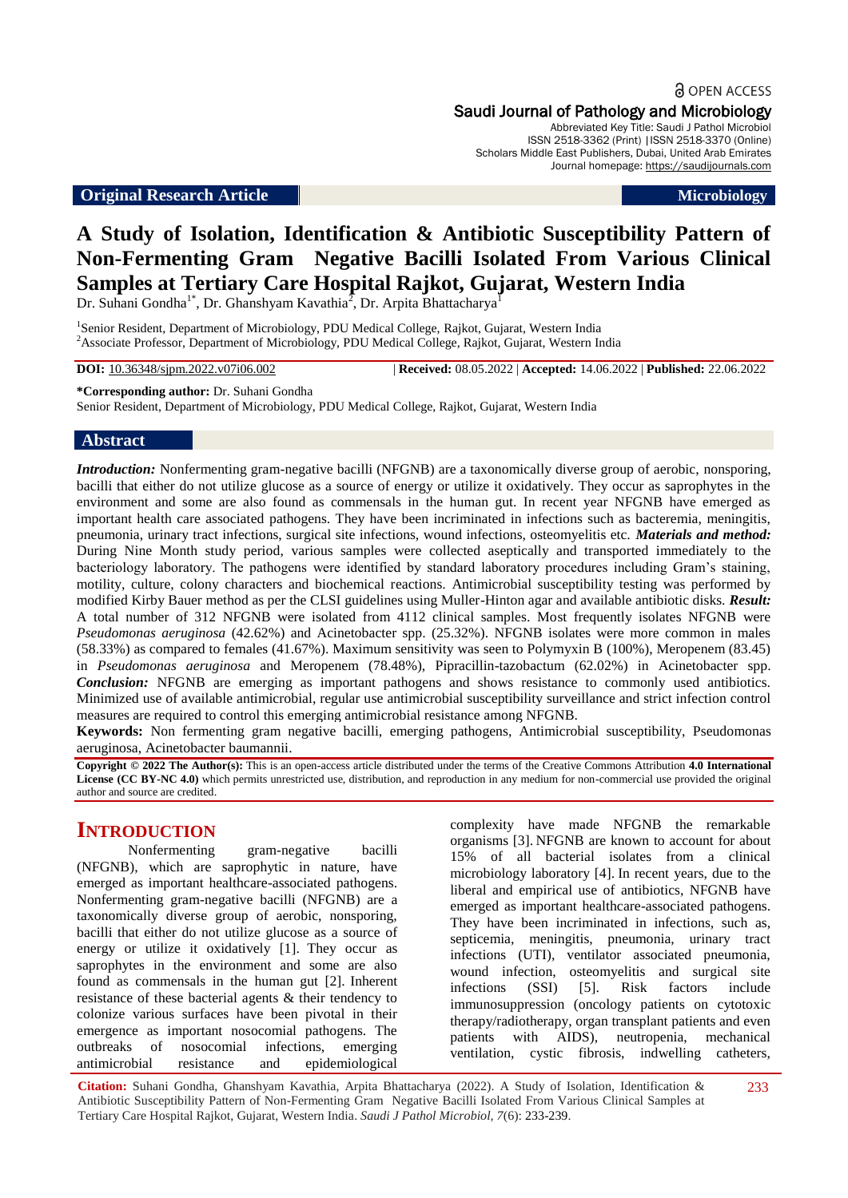Original Research Article | Microbiology

# A Study of Isolation, Identification & Antibiotic Susceptibility Pattern of Non-Fermenting Gram Negative Bacilli Isolated From Various Clinical Samples at Tertiary Care Hospital Rajkot, Gujarat, Western India

Dr. Suhani Gondha[1*], Dr. Ghanshyam Kavathia[2], Dr. Arpita Bhattacharya[1]

[1]Senior Resident, Department of Microbiology, PDU Medical College, Rajkot, Gujarat, Western India
[2]Associate Professor, Department of Microbiology, PDU Medical College, Rajkot, Gujarat, Western India

**DOI:** 10.36348/sjpm.2022.v07i06.002 | **Received:** 08.05.2022 | **Accepted:** 14.06.2022 | **Published:** 22.06.2022

**\*Corresponding author:** Dr. Suhani Gondha
Senior Resident, Department of Microbiology, PDU Medical College, Rajkot, Gujarat, Western India

## Abstract

***Introduction:*** Nonfermenting gram-negative bacilli (NFGNB) are a taxonomically diverse group of aerobic, nonsporing, bacilli that either do not utilize glucose as a source of energy or utilize it oxidatively. They occur as saprophytes in the environment and some are also found as commensals in the human gut. In recent year NFGNB have emerged as important health care associated pathogens. They have been incriminated in infections such as bacteremia, meningitis, pneumonia, urinary tract infections, surgical site infections, wound infections, osteomyelitis etc. ***Materials and method:*** During Nine Month study period, various samples were collected aseptically and transported immediately to the bacteriology laboratory. The pathogens were identified by standard laboratory procedures including Gram's staining, motility, culture, colony characters and biochemical reactions. Antimicrobial susceptibility testing was performed by modified Kirby Bauer method as per the CLSI guidelines using Muller-Hinton agar and available antibiotic disks. ***Result:*** A total number of 312 NFGNB were isolated from 4112 clinical samples. Most frequently isolates NFGNB were *Pseudomonas aeruginosa* (42.62%) and Acinetobacter spp. (25.32%). NFGNB isolates were more common in males (58.33%) as compared to females (41.67%). Maximum sensitivity was seen to Polymyxin B (100%), Meropenem (83.45) in *Pseudomonas aeruginosa* and Meropenem (78.48%), Pipracillin-tazobactum (62.02%) in Acinetobacter spp. ***Conclusion:*** NFGNB are emerging as important pathogens and shows resistance to commonly used antibiotics. Minimized use of available antimicrobial, regular use antimicrobial susceptibility surveillance and strict infection control measures are required to control this emerging antimicrobial resistance among NFGNB.

**Keywords:** Non fermenting gram negative bacilli, emerging pathogens, Antimicrobial susceptibility, Pseudomonas aeruginosa, Acinetobacter baumannii.

**Copyright © 2022 The Author(s):** This is an open-access article distributed under the terms of the Creative Commons Attribution **4.0 International License (CC BY-NC 4.0)** which permits unrestricted use, distribution, and reproduction in any medium for non-commercial use provided the original author and source are credited.

## INTRODUCTION

Nonfermenting gram-negative bacilli (NFGNB), which are saprophytic in nature, have emerged as important healthcare-associated pathogens. Nonfermenting gram-negative bacilli (NFGNB) are a taxonomically diverse group of aerobic, nonsporing, bacilli that either do not utilize glucose as a source of energy or utilize it oxidatively [1]. They occur as saprophytes in the environment and some are also found as commensals in the human gut [2]. Inherent resistance of these bacterial agents & their tendency to colonize various surfaces have been pivotal in their emergence as important nosocomial pathogens. The outbreaks of nosocomial infections, emerging antimicrobial resistance and epidemiological complexity have made NFGNB the remarkable organisms [3]. NFGNB are known to account for about 15% of all bacterial isolates from a clinical microbiology laboratory [4]. In recent years, due to the liberal and empirical use of antibiotics, NFGNB have emerged as important healthcare-associated pathogens. They have been incriminated in infections, such as, septicemia, meningitis, pneumonia, urinary tract infections (UTI), ventilator associated pneumonia, wound infection, osteomyelitis and surgical site infections (SSI) [5]. Risk factors include immunosuppression (oncology patients on cytotoxic therapy/radiotherapy, organ transplant patients and even patients with AIDS), neutropenia, mechanical ventilation, cystic fibrosis, indwelling catheters,

**Citation:** Suhani Gondha, Ghanshyam Kavathia, Arpita Bhattacharya (2022). A Study of Isolation, Identification & Antibiotic Susceptibility Pattern of Non-Fermenting Gram Negative Bacilli Isolated From Various Clinical Samples at Tertiary Care Hospital Rajkot, Gujarat, Western India. *Saudi J Pathol Microbiol, 7*(6): 233-239.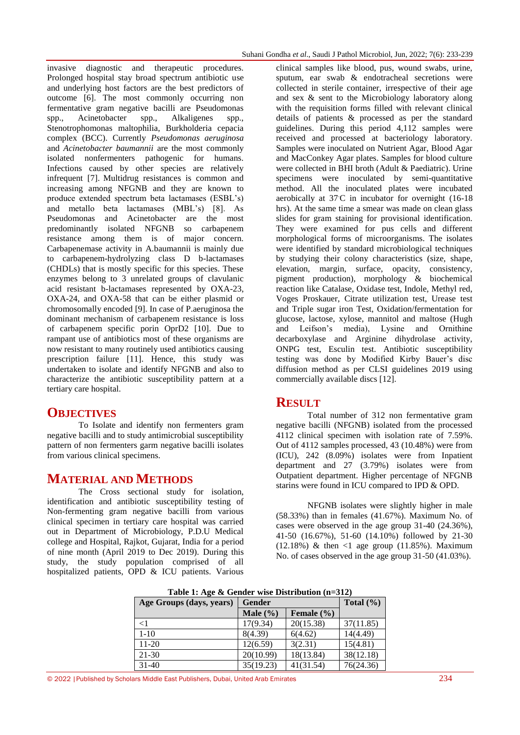invasive diagnostic and therapeutic procedures. Prolonged hospital stay broad spectrum antibiotic use and underlying host factors are the best predictors of outcome [6]. The most commonly non fermentative gram negative bacilli are Pseudomonas spp., Acinetobacter spp., Alkaligenes spp., Stenotrophomonas maltophilia, Burkholderia cepacia complex (BCC). Currently *Pseudomonas aeruginosa* and *Acinetobacter baumannii* are the most commonly isolated nonfermenters pathogenic for humans. Infections caused by other species are relatively infrequent [7]. Multidrug resistances is common and increasing among NFGNB and they are known to produce extended spectrum beta lactamases (ESBL's) and metallo beta lactamases (MBL's) [8]. As Pseudomonas and Acinetobacter are the most predominantly isolated NFGNB so carbapenem resistance among them is of major concern. Carbapenemase activity in A.baumannii is mainly due to carbapenem-hydrolyzing class D b-lactamases (CHDLs) that is mostly specific for this species. These enzymes belong to 3 unrelated groups of clavulanic acid resistant b-lactamases represented by OXA-23, OXA-24, and OXA-58 that can be either plasmid or chromosomally encoded [9]. In case of P.aeruginosa the dominant mechanism of carbapenem resistance is loss of carbapenem specific porin OprD2 [10]. Due to rampant use of antibiotics most of these organisms are now resistant to many routinely used antibiotics causing prescription failure [11]. Hence, this study was undertaken to isolate and identify NFGNB and also to characterize the antibiotic susceptibility pattern at a tertiary care hospital.

## OBJECTIVES

To Isolate and identify non fermenters gram negative bacilli and to study antimicrobial susceptibility pattern of non fermenters garm negative bacilli isolates from various clinical specimens.

## MATERIAL AND METHODS

The Cross sectional study for isolation, identification and antibiotic susceptibility testing of Non-fermenting gram negative bacilli from various clinical specimen in tertiary care hospital was carried out in Department of Microbiology, P.D.U Medical college and Hospital, Rajkot, Gujarat, India for a period of nine month (April 2019 to Dec 2019). During this study, the study population comprised of all hospitalized patients, OPD & ICU patients. Various clinical samples like blood, pus, wound swabs, urine, sputum, ear swab & endotracheal secretions were collected in sterile container, irrespective of their age and sex & sent to the Microbiology laboratory along with the requisition forms filled with relevant clinical details of patients & processed as per the standard guidelines. During this period 4,112 samples were received and processed at bacteriology laboratory. Samples were inoculated on Nutrient Agar, Blood Agar and MacConkey Agar plates. Samples for blood culture were collected in BHI broth (Adult & Paediatric). Urine specimens were inoculated by semi-quantitative method. All the inoculated plates were incubated aerobically at 37°C in incubator for overnight (16-18 hrs). At the same time a smear was made on clean glass slides for gram staining for provisional identification. They were examined for pus cells and different morphological forms of microorganisms. The isolates were identified by standard microbiological techniques by studying their colony characteristics (size, shape, elevation, margin, surface, opacity, consistency, pigment production), morphology & biochemical reaction like Catalase, Oxidase test, Indole, Methyl red, Voges Proskauer, Citrate utilization test, Urease test and Triple sugar iron Test, Oxidation/fermentation for glucose, lactose, xylose, mannitol and maltose (Hugh and Leifson's media), Lysine and Ornithine decarboxylase and Arginine dihydrolase activity, ONPG test, Esculin test. Antibiotic susceptibility testing was done by Modified Kirby Bauer's disc diffusion method as per CLSI guidelines 2019 using commercially available discs [12].

## RESULT

Total number of 312 non fermentative gram negative bacilli (NFGNB) isolated from the processed 4112 clinical specimen with isolation rate of 7.59%. Out of 4112 samples processed, 43 (10.48%) were from (ICU), 242 (8.09%) isolates were from Inpatient department and 27 (3.79%) isolates were from Outpatient department. Higher percentage of NFGNB starins were found in ICU compared to IPD & OPD.

NFGNB isolates were slightly higher in male (58.33%) than in females (41.67%). Maximum No. of cases were observed in the age group 31-40 (24.36%), 41-50 (16.67%), 51-60 (14.10%) followed by 21-30 (12.18%) & then <1 age group (11.85%). Maximum No. of cases observed in the age group 31-50 (41.03%).

**Table 1: Age & Gender wise Distribution (n=312)**

| Age Groups (days, years) | Gender | | Total (%) |
|---|---|---|---|
| | Male (%) | Female (%) | |
| <1 | 17(9.34) | 20(15.38) | 37(11.85) |
| 1-10 | 8(4.39) | 6(4.62) | 14(4.49) |
| 11-20 | 12(6.59) | 3(2.31) | 15(4.81) |
| 21-30 | 20(10.99) | 18(13.84) | 38(12.18) |
| 31-40 | 35(19.23) | 41(31.54) | 76(24.36) |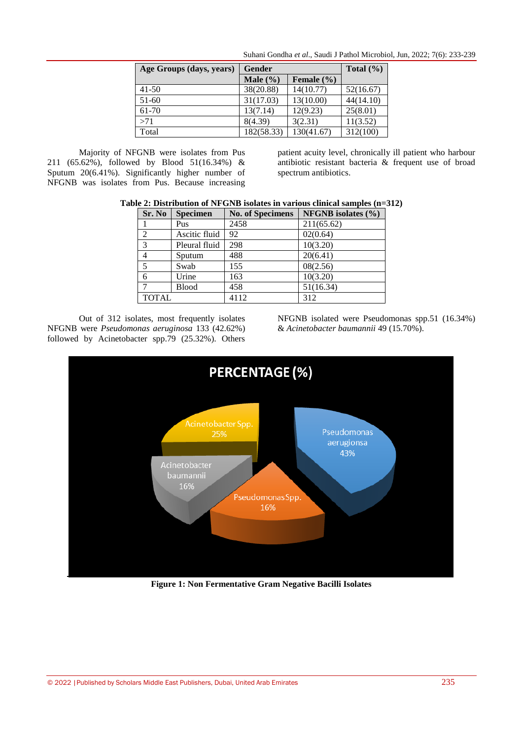| Age Groups (days, years) | Gender | | Total (%) |
|---|---|---|---|
| | Male (%) | Female (%) | |
| 41-50 | 38(20.88) | 14(10.77) | 52(16.67) |
| 51-60 | 31(17.03) | 13(10.00) | 44(14.10) |
| 61-70 | 13(7.14) | 12(9.23) | 25(8.01) |
| >71 | 8(4.39) | 3(2.31) | 11(3.52) |
| Total | 182(58.33) | 130(41.67) | 312(100) |

Majority of NFGNB were isolates from Pus 211 (65.62%), followed by Blood 51(16.34%) & Sputum 20(6.41%). Significantly higher number of NFGNB was isolates from Pus. Because increasing patient acuity level, chronically ill patient who harbour antibiotic resistant bacteria & frequent use of broad spectrum antibiotics.

**Table 2: Distribution of NFGNB isolates in various clinical samples (n=312)**

| Sr. No | Specimen | No. of Specimens | NFGNB isolates (%) |
|---|---|---|---|
| 1 | Pus | 2458 | 211(65.62) |
| 2 | Ascitic fluid | 92 | 02(0.64) |
| 3 | Pleural fluid | 298 | 10(3.20) |
| 4 | Sputum | 488 | 20(6.41) |
| 5 | Swab | 155 | 08(2.56) |
| 6 | Urine | 163 | 10(3.20) |
| 7 | Blood | 458 | 51(16.34) |
| TOTAL | | 4112 | 312 |

Out of 312 isolates, most frequently isolates NFGNB were *Pseudomonas aeruginosa* 133 (42.62%) followed by Acinetobacter spp.79 (25.32%). Others NFGNB isolated were Pseudomonas spp.51 (16.34%) & *Acinetobacter baumannii* 49 (15.70%).

**Figure 1: Non Fermentative Gram Negative Bacilli Isolates**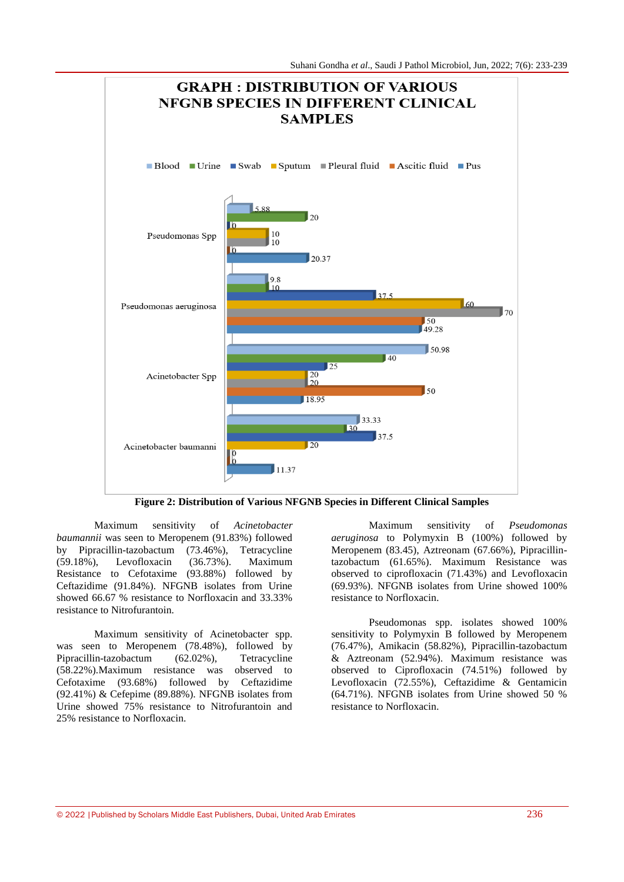**GRAPH : DISTRIBUTION OF VARIOUS NFGNB SPECIES IN DIFFERENT CLINICAL SAMPLES**

| | Blood | Urine | Swab | Sputum | Pleural fluid | Ascitic fluid | Pus |
|---|---|---|---|---|---|---|---|
| Pseudomonas Spp | 5.88 | 20 | 0 | 10 | 10 | 0 | 20.37 |
| Pseudomonas aeruginosa | 9.8 | 10 | 37.5 | 60 | 70 | 50 | 49.28 |
| Acinetobacter Spp | 50.98 | 40 | 25 | 20 | 20 | 50 | 18.95 |
| Acinetobacter baumanni | 33.33 | 30 | 37.5 | 20 | 0 | 0 | 11.37 |

**Figure 2: Distribution of Various NFGNB Species in Different Clinical Samples**

Maximum sensitivity of *Acinetobacter baumannii* was seen to Meropenem (91.83%) followed by Pipracillin-tazobactum (73.46%), Tetracycline (59.18%), Levofloxacin (36.73%). Maximum Resistance to Cefotaxime (93.88%) followed by Ceftazidime (91.84%). NFGNB isolates from Urine showed 66.67 % resistance to Norfloxacin and 33.33% resistance to Nitrofurantoin.

Maximum sensitivity of Acinetobacter spp. was seen to Meropenem (78.48%), followed by Pipracillin-tazobactum (62.02%), Tetracycline (58.22%).Maximum resistance was observed to Cefotaxime (93.68%) followed by Ceftazidime (92.41%) & Cefepime (89.88%). NFGNB isolates from Urine showed 75% resistance to Nitrofurantoin and 25% resistance to Norfloxacin.

Maximum sensitivity of *Pseudomonas aeruginosa* to Polymyxin B (100%) followed by Meropenem (83.45), Aztreonam (67.66%), Pipracillin-tazobactum (61.65%). Maximum Resistance was observed to ciprofloxacin (71.43%) and Levofloxacin (69.93%). NFGNB isolates from Urine showed 100% resistance to Norfloxacin.

Pseudomonas spp. isolates showed 100% sensitivity to Polymyxin B followed by Meropenem (76.47%), Amikacin (58.82%), Pipracillin-tazobactum & Aztreonam (52.94%). Maximum resistance was observed to Ciprofloxacin (74.51%) followed by Levofloxacin (72.55%), Ceftazidime & Gentamicin (64.71%). NFGNB isolates from Urine showed 50 % resistance to Norfloxacin.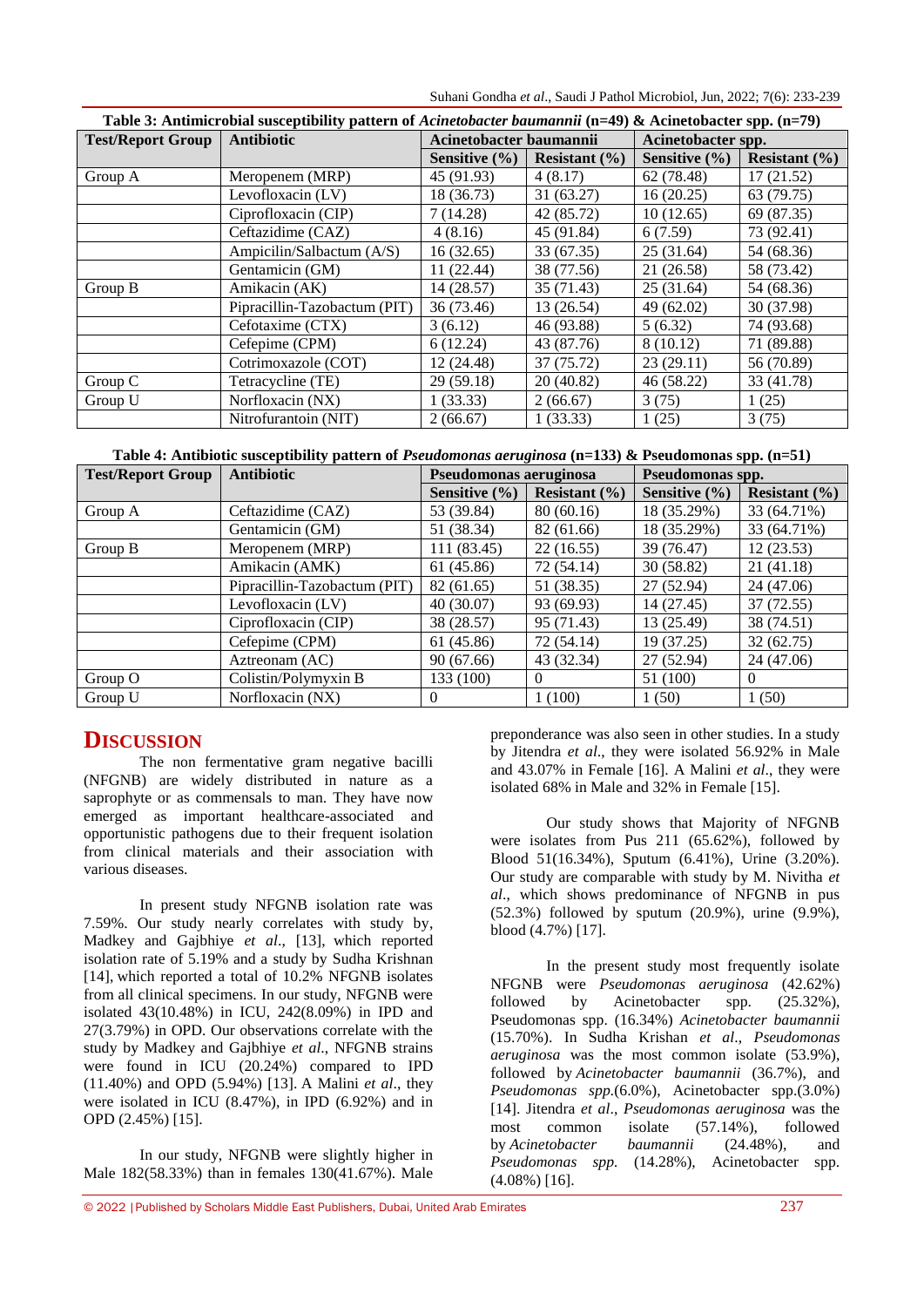**Table 3: Antimicrobial susceptibility pattern of *Acinetobacter baumannii* (n=49) & Acinetobacter spp. (n=79)**

| Test/Report Group | Antibiotic | Acinetobacter baumannii | | Acinetobacter spp. | |
|---|---|---|---|---|---|
| | | Sensitive (%) | Resistant (%) | Sensitive (%) | Resistant (%) |
| Group A | Meropenem (MRP) | 45 (91.93) | 4 (8.17) | 62 (78.48) | 17 (21.52) |
| | Levofloxacin (LV) | 18 (36.73) | 31 (63.27) | 16 (20.25) | 63 (79.75) |
| | Ciprofloxacin (CIP) | 7 (14.28) | 42 (85.72) | 10 (12.65) | 69 (87.35) |
| | Ceftazidime (CAZ) | 4 (8.16) | 45 (91.84) | 6 (7.59) | 73 (92.41) |
| | Ampicilin/Salbactum (A/S) | 16 (32.65) | 33 (67.35) | 25 (31.64) | 54 (68.36) |
| | Gentamicin (GM) | 11 (22.44) | 38 (77.56) | 21 (26.58) | 58 (73.42) |
| Group B | Amikacin (AK) | 14 (28.57) | 35 (71.43) | 25 (31.64) | 54 (68.36) |
| | Pipracillin-Tazobactum (PIT) | 36 (73.46) | 13 (26.54) | 49 (62.02) | 30 (37.98) |
| | Cefotaxime (CTX) | 3 (6.12) | 46 (93.88) | 5 (6.32) | 74 (93.68) |
| | Cefepime (CPM) | 6 (12.24) | 43 (87.76) | 8 (10.12) | 71 (89.88) |
| | Cotrimoxazole (COT) | 12 (24.48) | 37 (75.72) | 23 (29.11) | 56 (70.89) |
| Group C | Tetracycline (TE) | 29 (59.18) | 20 (40.82) | 46 (58.22) | 33 (41.78) |
| Group U | Norfloxacin (NX) | 1 (33.33) | 2 (66.67) | 3 (75) | 1 (25) |
| | Nitrofurantoin (NIT) | 2 (66.67) | 1 (33.33) | 1 (25) | 3 (75) |

**Table 4: Antibiotic susceptibility pattern of *Pseudomonas aeruginosa* (n=133) & Pseudomonas spp. (n=51)**

| Test/Report Group | Antibiotic | Pseudomonas aeruginosa | | Pseudomonas spp. | |
|---|---|---|---|---|---|
| | | Sensitive (%) | Resistant (%) | Sensitive (%) | Resistant (%) |
| Group A | Ceftazidime (CAZ) | 53 (39.84) | 80 (60.16) | 18 (35.29%) | 33 (64.71%) |
| | Gentamicin (GM) | 51 (38.34) | 82 (61.66) | 18 (35.29%) | 33 (64.71%) |
| Group B | Meropenem (MRP) | 111 (83.45) | 22 (16.55) | 39 (76.47) | 12 (23.53) |
| | Amikacin (AMK) | 61 (45.86) | 72 (54.14) | 30 (58.82) | 21 (41.18) |
| | Pipracillin-Tazobactum (PIT) | 82 (61.65) | 51 (38.35) | 27 (52.94) | 24 (47.06) |
| | Levofloxacin (LV) | 40 (30.07) | 93 (69.93) | 14 (27.45) | 37 (72.55) |
| | Ciprofloxacin (CIP) | 38 (28.57) | 95 (71.43) | 13 (25.49) | 38 (74.51) |
| | Cefepime (CPM) | 61 (45.86) | 72 (54.14) | 19 (37.25) | 32 (62.75) |
| | Aztreonam (AC) | 90 (67.66) | 43 (32.34) | 27 (52.94) | 24 (47.06) |
| Group O | Colistin/Polymyxin B | 133 (100) | 0 | 51 (100) | 0 |
| Group U | Norfloxacin (NX) | 0 | 1 (100) | 1 (50) | 1 (50) |

## DISCUSSION

The non fermentative gram negative bacilli (NFGNB) are widely distributed in nature as a saprophyte or as commensals to man. They have now emerged as important healthcare-associated and opportunistic pathogens due to their frequent isolation from clinical materials and their association with various diseases.

In present study NFGNB isolation rate was 7.59%. Our study nearly correlates with study by, Madkey and Gajbhiye *et al*., [13], which reported isolation rate of 5.19% and a study by Sudha Krishnan [14], which reported a total of 10.2% NFGNB isolates from all clinical specimens. In our study, NFGNB were isolated 43(10.48%) in ICU, 242(8.09%) in IPD and 27(3.79%) in OPD. Our observations correlate with the study by Madkey and Gajbhiye *et al.,* NFGNB strains were found in ICU (20.24%) compared to IPD (11.40%) and OPD (5.94%) [13]. A Malini *et al*., they were isolated in ICU (8.47%), in IPD (6.92%) and in OPD (2.45%) [15].

In our study, NFGNB were slightly higher in Male 182(58.33%) than in females 130(41.67%). Male preponderance was also seen in other studies. In a study by Jitendra *et al*., they were isolated 56.92% in Male and 43.07% in Female [16]. A Malini *et al*., they were isolated 68% in Male and 32% in Female [15].

Our study shows that Majority of NFGNB were isolates from Pus 211 (65.62%), followed by Blood 51(16.34%), Sputum (6.41%), Urine (3.20%). Our study are comparable with study by M. Nivitha *et al*., which shows predominance of NFGNB in pus (52.3%) followed by sputum (20.9%), urine (9.9%), blood (4.7%) [17].

In the present study most frequently isolate NFGNB were *Pseudomonas aeruginosa* (42.62%) followed by Acinetobacter spp. (25.32%), Pseudomonas spp. (16.34%) *Acinetobacter baumannii* (15.70%). In Sudha Krishan *et al*., *Pseudomonas aeruginosa* was the most common isolate (53.9%), followed by *Acinetobacter baumannii* (36.7%), and *Pseudomonas spp.*(6.0%), Acinetobacter spp.(3.0%) [14]. Jitendra *et al*., *Pseudomonas aeruginosa* was the most common isolate (57.14%), followed by *Acinetobacter baumannii* (24.48%), and *Pseudomonas spp.* (14.28%), Acinetobacter spp. (4.08%) [16].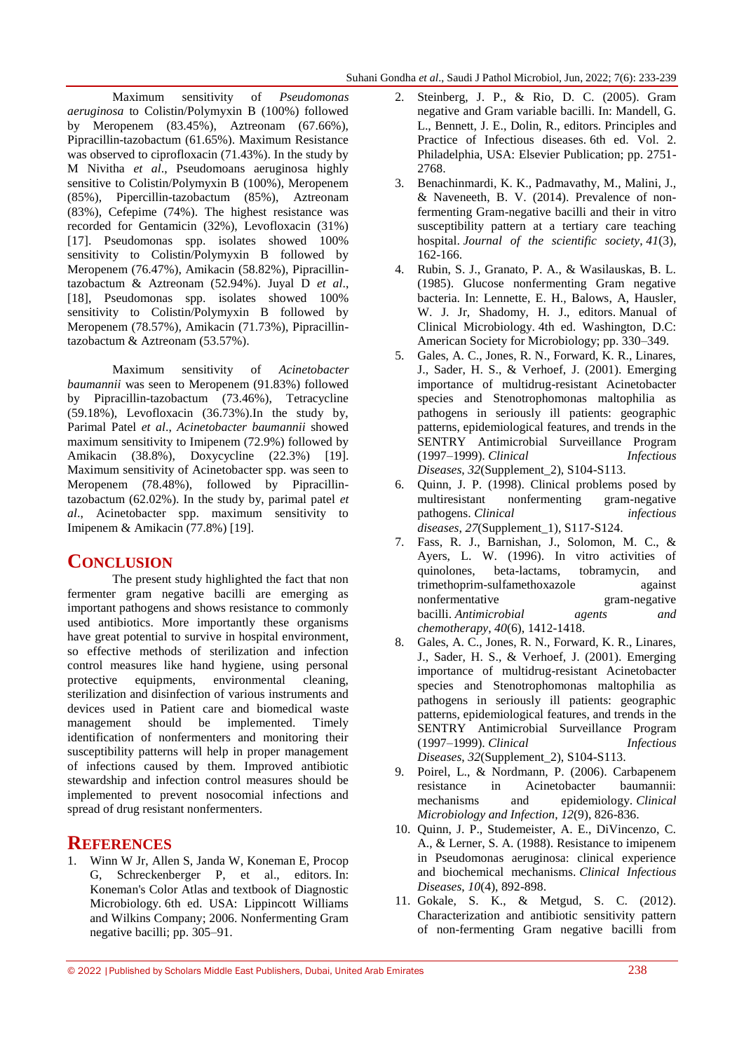Maximum sensitivity of *Pseudomonas aeruginosa* to Colistin/Polymyxin B (100%) followed by Meropenem (83.45%), Aztreonam (67.66%), Pipracillin-tazobactum (61.65%). Maximum Resistance was observed to ciprofloxacin (71.43%). In the study by M Nivitha *et al*., Pseudomoans aeruginosa highly sensitive to Colistin/Polymyxin B (100%), Meropenem (85%), Pipercillin-tazobactum (85%), Aztreonam (83%), Cefepime (74%). The highest resistance was recorded for Gentamicin (32%), Levofloxacin (31%) [17]. Pseudomonas spp. isolates showed 100% sensitivity to Colistin/Polymyxin B followed by Meropenem (76.47%), Amikacin (58.82%), Pipracillin-tazobactum & Aztreonam (52.94%). Juyal D *et al*., [18], Pseudomonas spp. isolates showed 100% sensitivity to Colistin/Polymyxin B followed by Meropenem (78.57%), Amikacin (71.73%), Pipracillin-tazobactum & Aztreonam (53.57%).

Maximum sensitivity of *Acinetobacter baumannii* was seen to Meropenem (91.83%) followed by Pipracillin-tazobactum (73.46%), Tetracycline (59.18%), Levofloxacin (36.73%).In the study by, Parimal Patel *et al*., *Acinetobacter baumannii* showed maximum sensitivity to Imipenem (72.9%) followed by Amikacin (38.8%), Doxycycline (22.3%) [19]. Maximum sensitivity of Acinetobacter spp. was seen to Meropenem (78.48%), followed by Pipracillin-tazobactum (62.02%). In the study by, parimal patel *et al*., Acinetobacter spp. maximum sensitivity to Imipenem & Amikacin (77.8%) [19].

## CONCLUSION

The present study highlighted the fact that non fermenter gram negative bacilli are emerging as important pathogens and shows resistance to commonly used antibiotics. More importantly these organisms have great potential to survive in hospital environment, so effective methods of sterilization and infection control measures like hand hygiene, using personal protective equipments, environmental cleaning, sterilization and disinfection of various instruments and devices used in Patient care and biomedical waste management should be implemented. Timely identification of nonfermenters and monitoring their susceptibility patterns will help in proper management of infections caused by them. Improved antibiotic stewardship and infection control measures should be implemented to prevent nosocomial infections and spread of drug resistant nonfermenters.

## REFERENCES

1. Winn W Jr, Allen S, Janda W, Koneman E, Procop G, Schreckenberger P, et al., editors. In: Koneman's Color Atlas and textbook of Diagnostic Microbiology. 6th ed. USA: Lippincott Williams and Wilkins Company; 2006. Nonfermenting Gram negative bacilli; pp. 305–91.
2. Steinberg, J. P., & Rio, D. C. (2005). Gram negative and Gram variable bacilli. In: Mandell, G. L., Bennett, J. E., Dolin, R., editors. Principles and Practice of Infectious diseases. 6th ed. Vol. 2. Philadelphia, USA: Elsevier Publication; pp. 2751-2768.
3. Benachinmardi, K. K., Padmavathy, M., Malini, J., & Naveneeth, B. V. (2014). Prevalence of non-fermenting Gram-negative bacilli and their in vitro susceptibility pattern at a tertiary care teaching hospital. *Journal of the scientific society*, *41*(3), 162-166.
4. Rubin, S. J., Granato, P. A., & Wasilauskas, B. L. (1985). Glucose nonfermenting Gram negative bacteria. In: Lennette, E. H., Balows, A, Hausler, W. J. Jr, Shadomy, H. J., editors. Manual of Clinical Microbiology. 4th ed. Washington, D.C: American Society for Microbiology; pp. 330–349.
5. Gales, A. C., Jones, R. N., Forward, K. R., Linares, J., Sader, H. S., & Verhoef, J. (2001). Emerging importance of multidrug-resistant Acinetobacter species and Stenotrophomonas maltophilia as pathogens in seriously ill patients: geographic patterns, epidemiological features, and trends in the SENTRY Antimicrobial Surveillance Program (1997–1999). *Clinical Infectious Diseases*, *32*(Supplement_2), S104-S113.
6. Quinn, J. P. (1998). Clinical problems posed by multiresistant nonfermenting gram-negative pathogens. *Clinical infectious diseases*, *27*(Supplement_1), S117-S124.
7. Fass, R. J., Barnishan, J., Solomon, M. C., & Ayers, L. W. (1996). In vitro activities of quinolones, beta-lactams, tobramycin, and trimethoprim-sulfamethoxazole against nonfermentative gram-negative bacilli. *Antimicrobial agents and chemotherapy*, *40*(6), 1412-1418.
8. Gales, A. C., Jones, R. N., Forward, K. R., Linares, J., Sader, H. S., & Verhoef, J. (2001). Emerging importance of multidrug-resistant Acinetobacter species and Stenotrophomonas maltophilia as pathogens in seriously ill patients: geographic patterns, epidemiological features, and trends in the SENTRY Antimicrobial Surveillance Program (1997–1999). *Clinical Infectious Diseases*, *32*(Supplement_2), S104-S113.
9. Poirel, L., & Nordmann, P. (2006). Carbapenem resistance in Acinetobacter baumannii: mechanisms and epidemiology. *Clinical Microbiology and Infection*, *12*(9), 826-836.
10. Quinn, J. P., Studemeister, A. E., DiVincenzo, C. A., & Lerner, S. A. (1988). Resistance to imipenem in Pseudomonas aeruginosa: clinical experience and biochemical mechanisms. *Clinical Infectious Diseases*, *10*(4), 892-898.
11. Gokale, S. K., & Metgud, S. C. (2012). Characterization and antibiotic sensitivity pattern of non-fermenting Gram negative bacilli from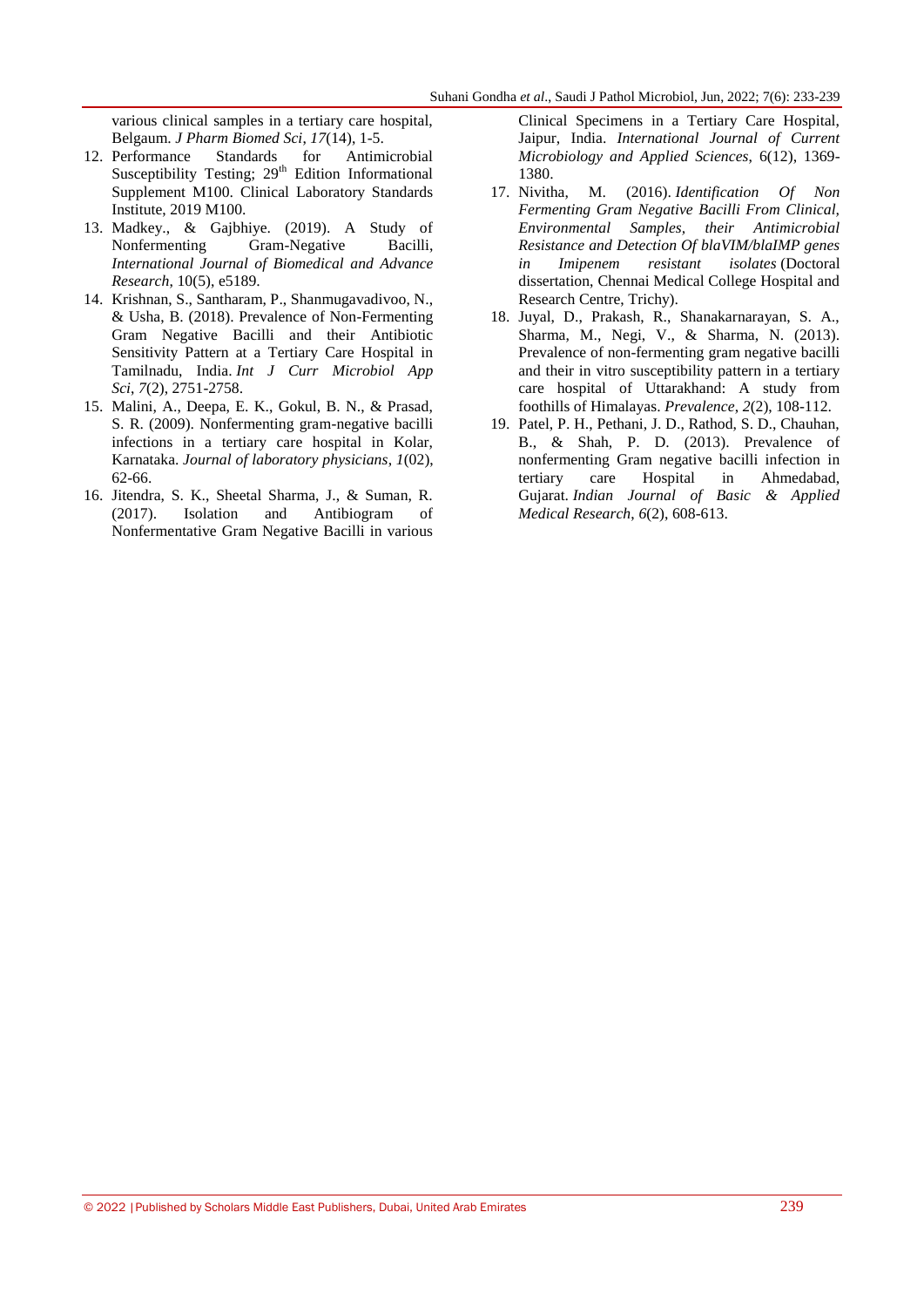various clinical samples in a tertiary care hospital, Belgaum. *J Pharm Biomed Sci*, *17*(14), 1-5.

12. Performance Standards for Antimicrobial Susceptibility Testing; 29th Edition Informational Supplement M100. Clinical Laboratory Standards Institute, 2019 M100.
13. Madkey., & Gajbhiye. (2019). A Study of Nonfermenting Gram-Negative Bacilli, *International Journal of Biomedical and Advance Research*, 10(5), e5189.
14. Krishnan, S., Santharam, P., Shanmugavadivoo, N., & Usha, B. (2018). Prevalence of Non-Fermenting Gram Negative Bacilli and their Antibiotic Sensitivity Pattern at a Tertiary Care Hospital in Tamilnadu, India. *Int J Curr Microbiol App Sci*, *7*(2), 2751-2758.
15. Malini, A., Deepa, E. K., Gokul, B. N., & Prasad, S. R. (2009). Nonfermenting gram-negative bacilli infections in a tertiary care hospital in Kolar, Karnataka. *Journal of laboratory physicians*, *1*(02), 62-66.
16. Jitendra, S. K., Sheetal Sharma, J., & Suman, R. (2017). Isolation and Antibiogram of Nonfermentative Gram Negative Bacilli in various Clinical Specimens in a Tertiary Care Hospital, Jaipur, India. *International Journal of Current Microbiology and Applied Sciences*, 6(12), 1369-1380.
17. Nivitha, M. (2016). *Identification Of Non Fermenting Gram Negative Bacilli From Clinical, Environmental Samples, their Antimicrobial Resistance and Detection Of blaVIM/blaIMP genes in Imipenem resistant isolates* (Doctoral dissertation, Chennai Medical College Hospital and Research Centre, Trichy).
18. Juyal, D., Prakash, R., Shanakarnarayan, S. A., Sharma, M., Negi, V., & Sharma, N. (2013). Prevalence of non-fermenting gram negative bacilli and their in vitro susceptibility pattern in a tertiary care hospital of Uttarakhand: A study from foothills of Himalayas. *Prevalence*, *2*(2), 108-112.
19. Patel, P. H., Pethani, J. D., Rathod, S. D., Chauhan, B., & Shah, P. D. (2013). Prevalence of nonfermenting Gram negative bacilli infection in tertiary care Hospital in Ahmedabad, Gujarat. *Indian Journal of Basic & Applied Medical Research*, *6*(2), 608-613.